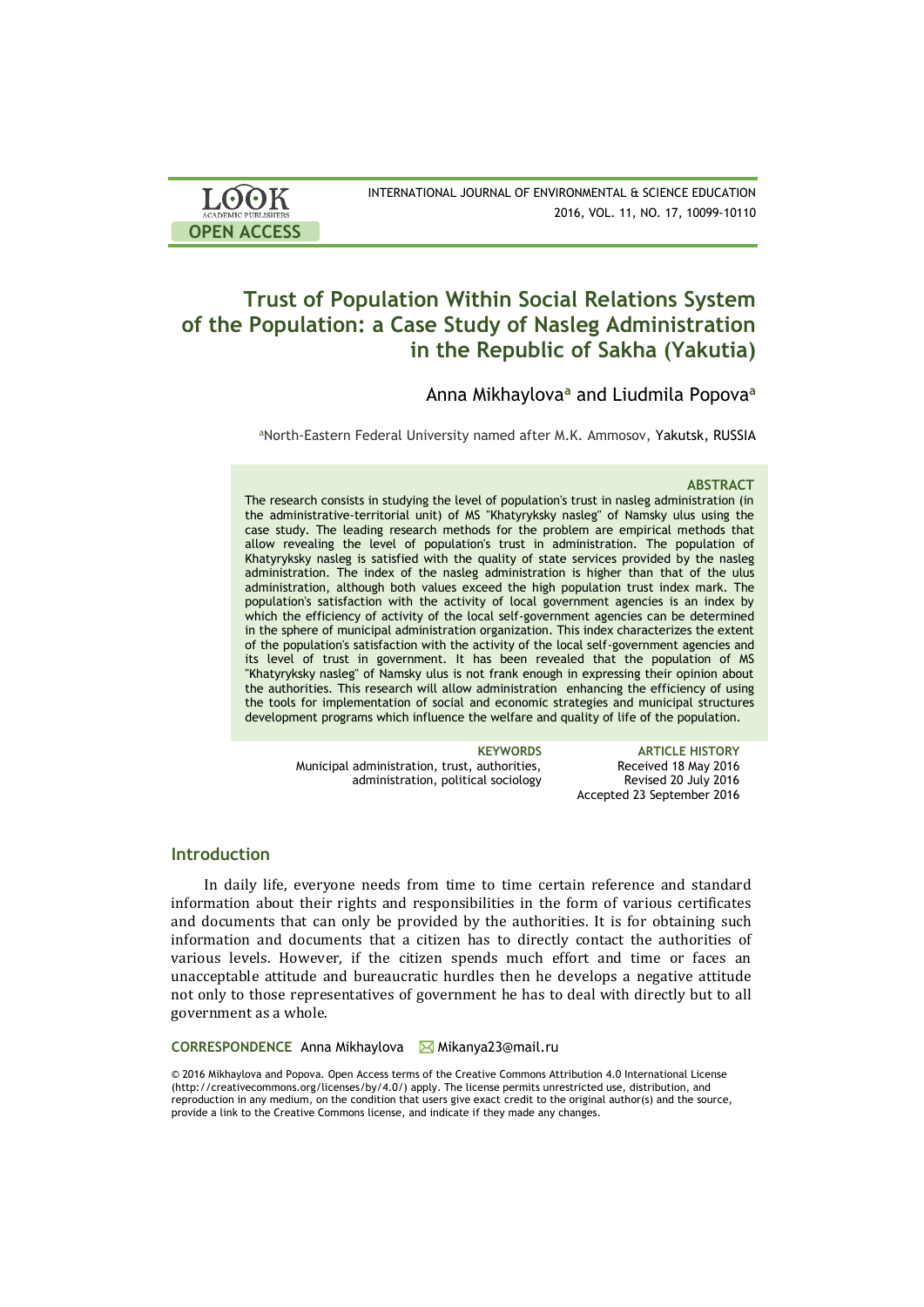# Trust of Population Within Social Relations System of the Population: a Case Study of Nasleg Administration in the Republic of Sakha (Yakutia)

Anna Mikhaylova[a] and Liudmila Popova[a]

[a]North-Eastern Federal University named after M.K. Ammosov, Yakutsk, RUSSIA

### ABSTRACT

The research consists in studying the level of population's trust in nasleg administration (in the administrative-territorial unit) of MS "Khatyryksky nasleg" of Namsky ulus using the case study. The leading research methods for the problem are empirical methods that allow revealing the level of population's trust in administration. The population of Khatyryksky nasleg is satisfied with the quality of state services provided by the nasleg administration. The index of the nasleg administration is higher than that of the ulus administration, although both values exceed the high population trust index mark. The population's satisfaction with the activity of local government agencies is an index by which the efficiency of activity of the local self-government agencies can be determined in the sphere of municipal administration organization. This index characterizes the extent of the population's satisfaction with the activity of the local self-government agencies and its level of trust in government. It has been revealed that the population of MS "Khatyryksky nasleg" of Namsky ulus is not frank enough in expressing their opinion about the authorities. This research will allow administration enhancing the efficiency of using the tools for implementation of social and economic strategies and municipal structures development programs which influence the welfare and quality of life of the population.

**KEYWORDS**
Municipal administration, trust, authorities, administration, political sociology

**ARTICLE HISTORY**
Received 18 May 2016
Revised 20 July 2016
Accepted 23 September 2016

## Introduction

In daily life, everyone needs from time to time certain reference and standard information about their rights and responsibilities in the form of various certificates and documents that can only be provided by the authorities. It is for obtaining such information and documents that a citizen has to directly contact the authorities of various levels. However, if the citizen spends much effort and time or faces an unacceptable attitude and bureaucratic hurdles then he develops a negative attitude not only to those representatives of government he has to deal with directly but to all government as a whole.

**CORRESPONDENCE** Anna Mikhaylova ✉ Mikanya23@mail.ru

© 2016 Mikhaylova and Popova. Open Access terms of the Creative Commons Attribution 4.0 International License (http://creativecommons.org/licenses/by/4.0/) apply. The license permits unrestricted use, distribution, and reproduction in any medium, on the condition that users give exact credit to the original author(s) and the source, provide a link to the Creative Commons license, and indicate if they made any changes.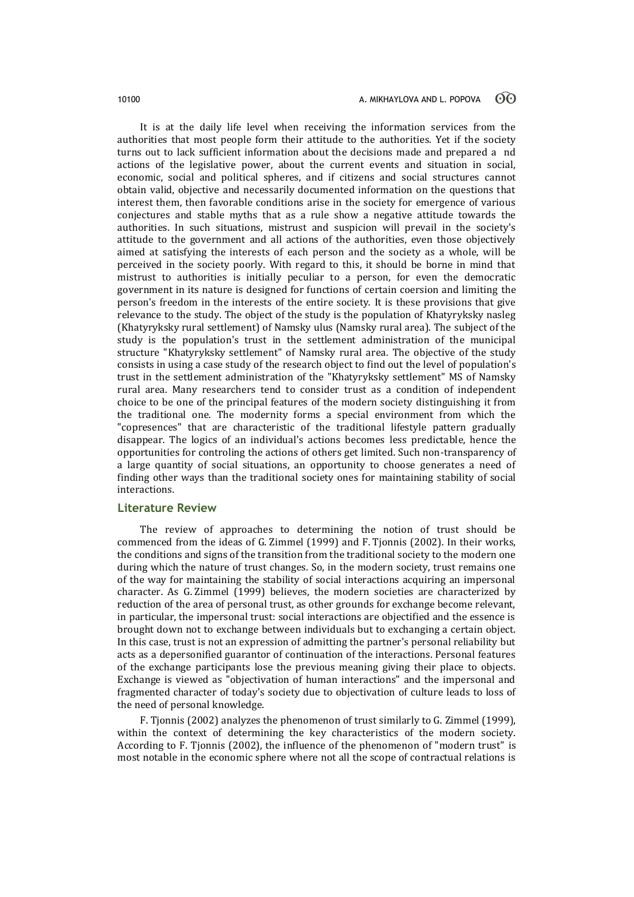It is at the daily life level when receiving the information services from the authorities that most people form their attitude to the authorities. Yet if the society turns out to lack sufficient information about the decisions made and prepared a nd actions of the legislative power, about the current events and situation in social, economic, social and political spheres, and if citizens and social structures cannot obtain valid, objective and necessarily documented information on the questions that interest them, then favorable conditions arise in the society for emergence of various conjectures and stable myths that as a rule show a negative attitude towards the authorities. In such situations, mistrust and suspicion will prevail in the society's attitude to the government and all actions of the authorities, even those objectively aimed at satisfying the interests of each person and the society as a whole, will be perceived in the society poorly. With regard to this, it should be borne in mind that mistrust to authorities is initially peculiar to a person, for even the democratic government in its nature is designed for functions of certain coersion and limiting the person's freedom in the interests of the entire society. It is these provisions that give relevance to the study. The object of the study is the population of Khatyryksky nasleg (Khatyryksky rural settlement) of Namsky ulus (Namsky rural area). The subject of the study is the population's trust in the settlement administration of the municipal structure "Khatyryksky settlement" of Namsky rural area. The objective of the study consists in using a case study of the research object to find out the level of population's trust in the settlement administration of the "Khatyryksky settlement" MS of Namsky rural area. Many researchers tend to consider trust as a condition of independent choice to be one of the principal features of the modern society distinguishing it from the traditional one. The modernity forms a special environment from which the "copresences" that are characteristic of the traditional lifestyle pattern gradually disappear. The logics of an individual's actions becomes less predictable, hence the opportunities for controling the actions of others get limited. Such non-transparency of a large quantity of social situations, an opportunity to choose generates a need of finding other ways than the traditional society ones for maintaining stability of social interactions.

## Literature Review

The review of approaches to determining the notion of trust should be commenced from the ideas of G. Zimmel (1999) and F. Tjonnis (2002). In their works, the conditions and signs of the transition from the traditional society to the modern one during which the nature of trust changes. So, in the modern society, trust remains one of the way for maintaining the stability of social interactions acquiring an impersonal character. As G. Zimmel (1999) believes, the modern societies are characterized by reduction of the area of personal trust, as other grounds for exchange become relevant, in particular, the impersonal trust: social interactions are objectified and the essence is brought down not to exchange between individuals but to exchanging a certain object. In this case, trust is not an expression of admitting the partner's personal reliability but acts as a depersonified guarantor of continuation of the interactions. Personal features of the exchange participants lose the previous meaning giving their place to objects. Exchange is viewed as "objectivation of human interactions" and the impersonal and fragmented character of today's society due to objectivation of culture leads to loss of the need of personal knowledge.

F. Tjonnis (2002) analyzes the phenomenon of trust similarly to G. Zimmel (1999), within the context of determining the key characteristics of the modern society. According to F. Tjonnis (2002), the influence of the phenomenon of "modern trust" is most notable in the economic sphere where not all the scope of contractual relations is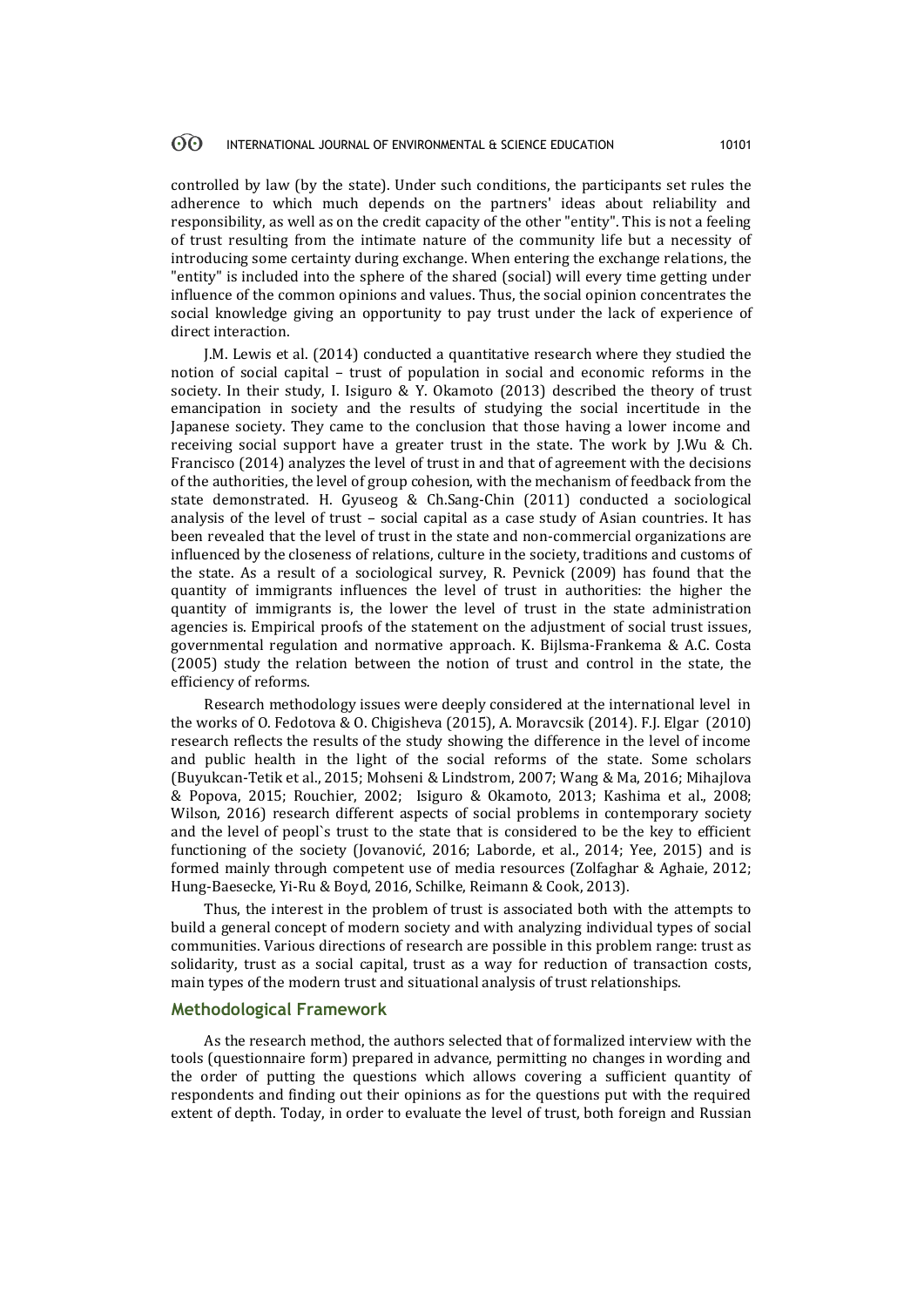controlled by law (by the state). Under such conditions, the participants set rules the adherence to which much depends on the partners' ideas about reliability and responsibility, as well as on the credit capacity of the other "entity". This is not a feeling of trust resulting from the intimate nature of the community life but a necessity of introducing some certainty during exchange. When entering the exchange relations, the "entity" is included into the sphere of the shared (social) will every time getting under influence of the common opinions and values. Thus, the social opinion concentrates the social knowledge giving an opportunity to pay trust under the lack of experience of direct interaction.

J.M. Lewis et al. (2014) conducted a quantitative research where they studied the notion of social capital – trust of population in social and economic reforms in the society. In their study, I. Isiguro & Y. Okamoto (2013) described the theory of trust emancipation in society and the results of studying the social incertitude in the Japanese society. They came to the conclusion that those having a lower income and receiving social support have a greater trust in the state. The work by J.Wu & Ch. Francisco (2014) analyzes the level of trust in and that of agreement with the decisions of the authorities, the level of group cohesion, with the mechanism of feedback from the state demonstrated. H. Gyuseog & Ch.Sang-Chin (2011) conducted a sociological analysis of the level of trust – social capital as a case study of Asian countries. It has been revealed that the level of trust in the state and non-commercial organizations are influenced by the closeness of relations, culture in the society, traditions and customs of the state. As a result of a sociological survey, R. Pevnick (2009) has found that the quantity of immigrants influences the level of trust in authorities: the higher the quantity of immigrants is, the lower the level of trust in the state administration agencies is. Empirical proofs of the statement on the adjustment of social trust issues, governmental regulation and normative approach. K. Bijlsma-Frankema & A.C. Costa (2005) study the relation between the notion of trust and control in the state, the efficiency of reforms.

Research methodology issues were deeply considered at the international level in the works of O. Fedotova & O. Chigisheva (2015), A. Moravcsik (2014). F.J. Elgar (2010) research reflects the results of the study showing the difference in the level of income and public health in the light of the social reforms of the state. Some scholars (Buyukcan-Tetik et al., 2015; Mohseni & Lindstrom, 2007; Wang & Ma, 2016; Mihajlova & Popova, 2015; Rouchier, 2002; Isiguro & Okamoto, 2013; Kashima et al., 2008; Wilson, 2016) research different aspects of social problems in contemporary society and the level of peopl`s trust to the state that is considered to be the key to efficient functioning of the society (Jovanović, 2016; Laborde, et al., 2014; Yee, 2015) and is formed mainly through competent use of media resources (Zolfaghar & Aghaie, 2012; Hung-Baesecke, Yi-Ru & Boyd, 2016, Schilke, Reimann & Cook, 2013).

Thus, the interest in the problem of trust is associated both with the attempts to build a general concept of modern society and with analyzing individual types of social communities. Various directions of research are possible in this problem range: trust as solidarity, trust as a social capital, trust as a way for reduction of transaction costs, main types of the modern trust and situational analysis of trust relationships.

## Methodological Framework

As the research method, the authors selected that of formalized interview with the tools (questionnaire form) prepared in advance, permitting no changes in wording and the order of putting the questions which allows covering a sufficient quantity of respondents and finding out their opinions as for the questions put with the required extent of depth. Today, in order to evaluate the level of trust, both foreign and Russian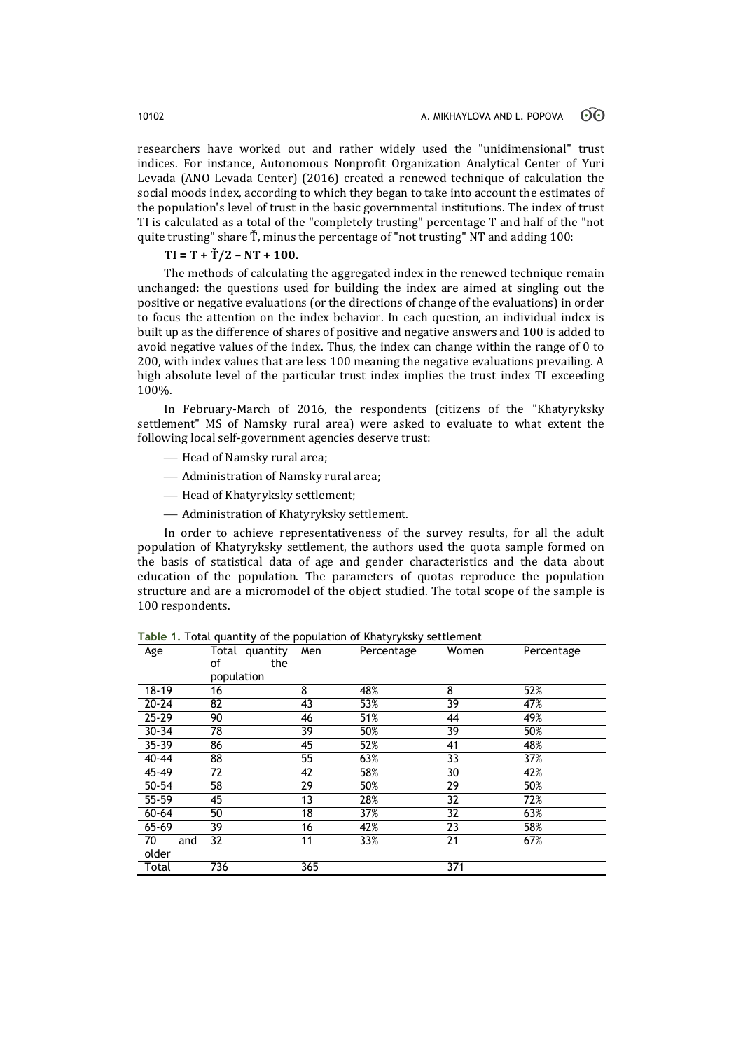researchers have worked out and rather widely used the "unidimensional" trust indices. For instance, Autonomous Nonprofit Organization Analytical Center of Yuri Levada (ANO Levada Center) (2016) created a renewed technique of calculation the social moods index, according to which they began to take into account the estimates of the population's level of trust in the basic governmental institutions. The index of trust TI is calculated as a total of the "completely trusting" percentage T and half of the "not quite trusting" share $\check{T}$, minus the percentage of "not trusting" NT and adding 100:

$$\mathbf{TI = T + \check{T}/2 - NT + 100.}$$

The methods of calculating the aggregated index in the renewed technique remain unchanged: the questions used for building the index are aimed at singling out the positive or negative evaluations (or the directions of change of the evaluations) in order to focus the attention on the index behavior. In each question, an individual index is built up as the difference of shares of positive and negative answers and 100 is added to avoid negative values of the index. Thus, the index can change within the range of 0 to 200, with index values that are less 100 meaning the negative evaluations prevailing. A high absolute level of the particular trust index implies the trust index TI exceeding 100%.

In February-March of 2016, the respondents (citizens of the "Khatyryksky settlement" MS of Namsky rural area) were asked to evaluate to what extent the following local self-government agencies deserve trust:

- Head of Namsky rural area;
- Administration of Namsky rural area;
- Head of Khatyryksky settlement;
- Administration of Khatyryksky settlement.

In order to achieve representativeness of the survey results, for all the adult population of Khatyryksky settlement, the authors used the quota sample formed on the basis of statistical data of age and gender characteristics and the data about education of the population. The parameters of quotas reproduce the population structure and are a micromodel of the object studied. The total scope of the sample is 100 respondents.

**Table 1.** Total quantity of the population of Khatyryksky settlement

| Age | Total quantity of the population | Men | Percentage | Women | Percentage |
|---|---|---|---|---|---|
| 18-19 | 16 | 8 | 48% | 8 | 52% |
| 20-24 | 82 | 43 | 53% | 39 | 47% |
| 25-29 | 90 | 46 | 51% | 44 | 49% |
| 30-34 | 78 | 39 | 50% | 39 | 50% |
| 35-39 | 86 | 45 | 52% | 41 | 48% |
| 40-44 | 88 | 55 | 63% | 33 | 37% |
| 45-49 | 72 | 42 | 58% | 30 | 42% |
| 50-54 | 58 | 29 | 50% | 29 | 50% |
| 55-59 | 45 | 13 | 28% | 32 | 72% |
| 60-64 | 50 | 18 | 37% | 32 | 63% |
| 65-69 | 39 | 16 | 42% | 23 | 58% |
| 70 and older | 32 | 11 | 33% | 21 | 67% |
| Total | 736 | 365 | | 371 | |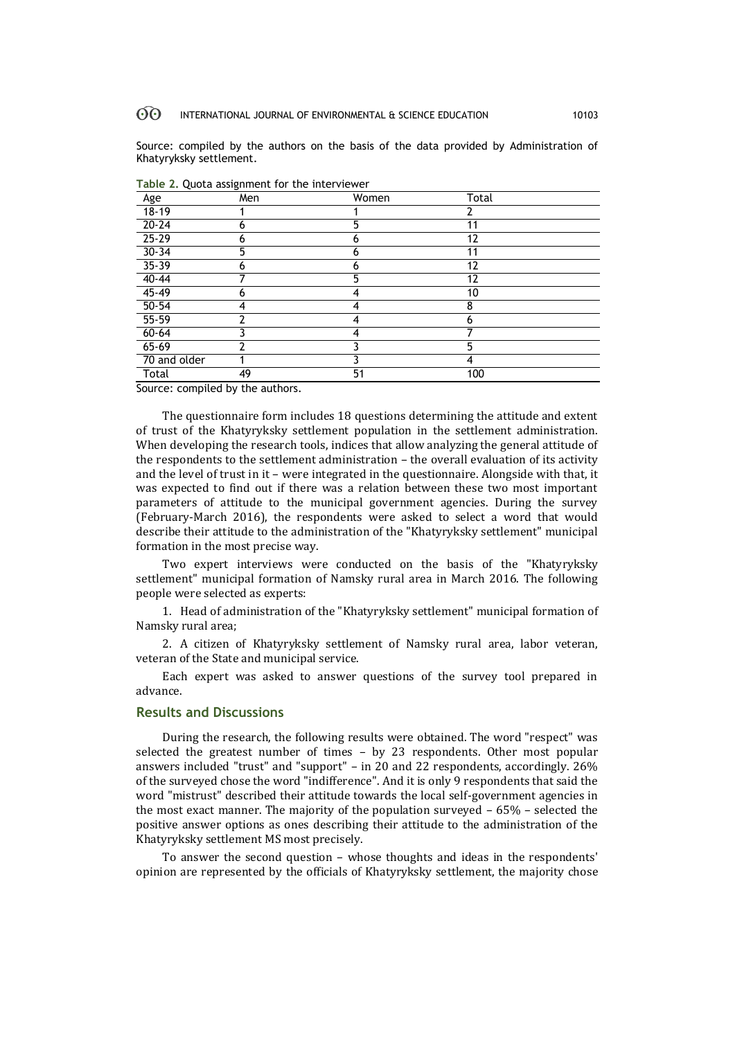Source: compiled by the authors on the basis of the data provided by Administration of Khatyryksky settlement.

**Table 2.** Quota assignment for the interviewer

| Age | Men | Women | Total |
|---|---|---|---|
| 18-19 | 1 | 1 | 2 |
| 20-24 | 6 | 5 | 11 |
| 25-29 | 6 | 6 | 12 |
| 30-34 | 5 | 6 | 11 |
| 35-39 | 6 | 6 | 12 |
| 40-44 | 7 | 5 | 12 |
| 45-49 | 6 | 4 | 10 |
| 50-54 | 4 | 4 | 8 |
| 55-59 | 2 | 4 | 6 |
| 60-64 | 3 | 4 | 7 |
| 65-69 | 2 | 3 | 5 |
| 70 and older | 1 | 3 | 4 |
| Total | 49 | 51 | 100 |

Source: compiled by the authors.

The questionnaire form includes 18 questions determining the attitude and extent of trust of the Khatyryksky settlement population in the settlement administration. When developing the research tools, indices that allow analyzing the general attitude of the respondents to the settlement administration – the overall evaluation of its activity and the level of trust in it – were integrated in the questionnaire. Alongside with that, it was expected to find out if there was a relation between these two most important parameters of attitude to the municipal government agencies. During the survey (February-March 2016), the respondents were asked to select a word that would describe their attitude to the administration of the "Khatyryksky settlement" municipal formation in the most precise way.

Two expert interviews were conducted on the basis of the "Khatyryksky settlement" municipal formation of Namsky rural area in March 2016. The following people were selected as experts:

1. Head of administration of the "Khatyryksky settlement" municipal formation of Namsky rural area;

2. A citizen of Khatyryksky settlement of Namsky rural area, labor veteran, veteran of the State and municipal service.

Each expert was asked to answer questions of the survey tool prepared in advance.

## Results and Discussions

During the research, the following results were obtained. The word "respect" was selected the greatest number of times – by 23 respondents. Other most popular answers included "trust" and "support" – in 20 and 22 respondents, accordingly. 26% of the surveyed chose the word "indifference". And it is only 9 respondents that said the word "mistrust" described their attitude towards the local self-government agencies in the most exact manner. The majority of the population surveyed – 65% – selected the positive answer options as ones describing their attitude to the administration of the Khatyryksky settlement MS most precisely.

To answer the second question – whose thoughts and ideas in the respondents' opinion are represented by the officials of Khatyryksky settlement, the majority chose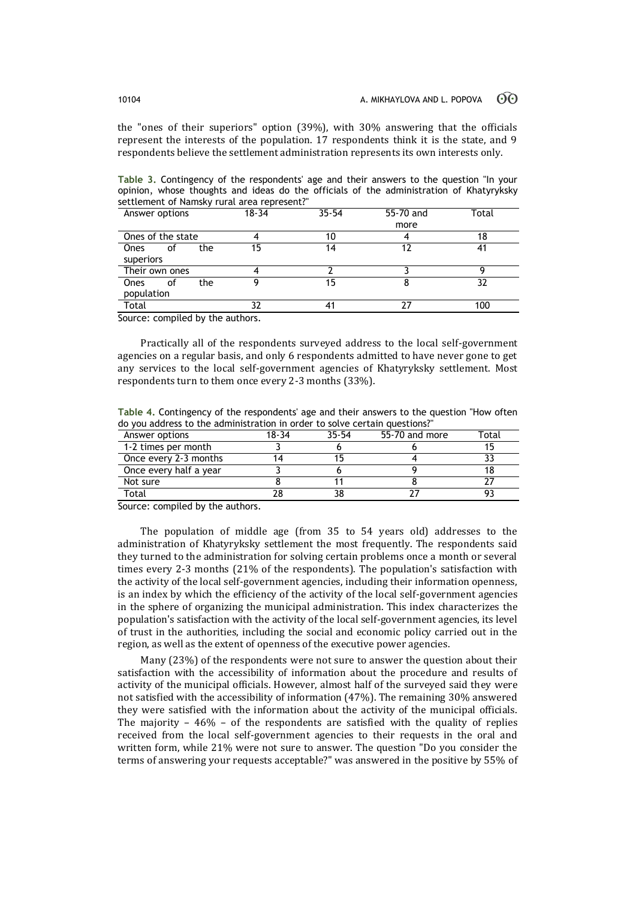the "ones of their superiors" option (39%), with 30% answering that the officials represent the interests of the population. 17 respondents think it is the state, and 9 respondents believe the settlement administration represents its own interests only.

**Table 3.** Contingency of the respondents' age and their answers to the question "In your opinion, whose thoughts and ideas do the officials of the administration of Khatyryksky settlement of Namsky rural area represent?"

| Answer options | 18-34 | 35-54 | 55-70 and more | Total |
|---|---|---|---|---|
| Ones of the state | 4 | 10 | 4 | 18 |
| Ones of the superiors | 15 | 14 | 12 | 41 |
| Their own ones | 4 | 2 | 3 | 9 |
| Ones of the population | 9 | 15 | 8 | 32 |
| Total | 32 | 41 | 27 | 100 |

Source: compiled by the authors.

Practically all of the respondents surveyed address to the local self-government agencies on a regular basis, and only 6 respondents admitted to have never gone to get any services to the local self-government agencies of Khatyryksky settlement. Most respondents turn to them once every 2-3 months (33%).

**Table 4.** Contingency of the respondents' age and their answers to the question "How often do you address to the administration in order to solve certain questions?"

| Answer options | 18-34 | 35-54 | 55-70 and more | Total |
|---|---|---|---|---|
| 1-2 times per month | 3 | 6 | 6 | 15 |
| Once every 2-3 months | 14 | 15 | 4 | 33 |
| Once every half a year | 3 | 6 | 9 | 18 |
| Not sure | 8 | 11 | 8 | 27 |
| Total | 28 | 38 | 27 | 93 |

Source: compiled by the authors.

The population of middle age (from 35 to 54 years old) addresses to the administration of Khatyryksky settlement the most frequently. The respondents said they turned to the administration for solving certain problems once a month or several times every 2-3 months (21% of the respondents). The population's satisfaction with the activity of the local self-government agencies, including their information openness, is an index by which the efficiency of the activity of the local self-government agencies in the sphere of organizing the municipal administration. This index characterizes the population's satisfaction with the activity of the local self-government agencies, its level of trust in the authorities, including the social and economic policy carried out in the region, as well as the extent of openness of the executive power agencies.

Many (23%) of the respondents were not sure to answer the question about their satisfaction with the accessibility of information about the procedure and results of activity of the municipal officials. However, almost half of the surveyed said they were not satisfied with the accessibility of information (47%). The remaining 30% answered they were satisfied with the information about the activity of the municipal officials. The majority – 46% – of the respondents are satisfied with the quality of replies received from the local self-government agencies to their requests in the oral and written form, while 21% were not sure to answer. The question "Do you consider the terms of answering your requests acceptable?" was answered in the positive by 55% of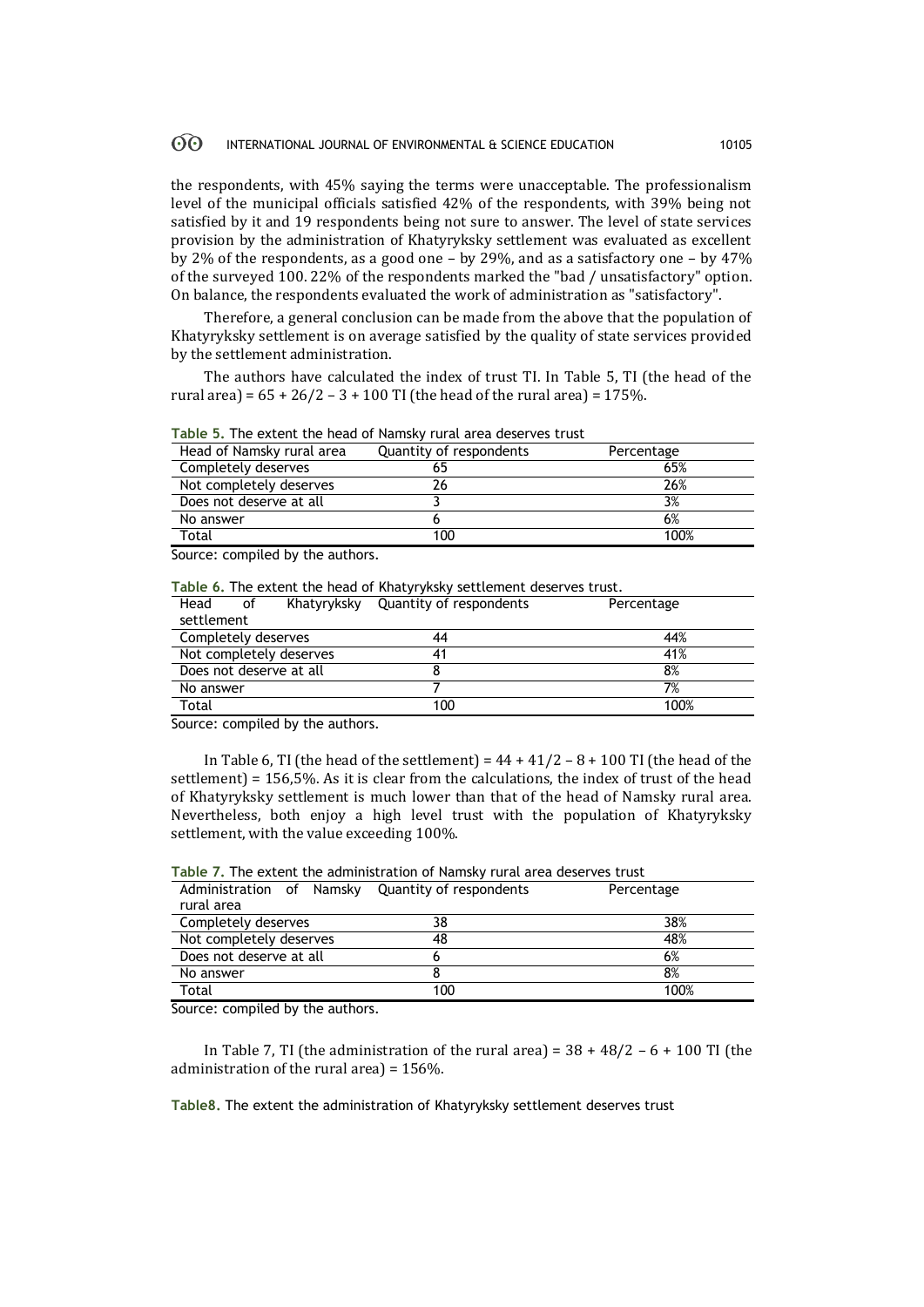the respondents, with 45% saying the terms were unacceptable. The professionalism level of the municipal officials satisfied 42% of the respondents, with 39% being not satisfied by it and 19 respondents being not sure to answer. The level of state services provision by the administration of Khatyryksky settlement was evaluated as excellent by 2% of the respondents, as a good one – by 29%, and as a satisfactory one – by 47% of the surveyed 100. 22% of the respondents marked the "bad / unsatisfactory" option. On balance, the respondents evaluated the work of administration as "satisfactory".

Therefore, a general conclusion can be made from the above that the population of Khatyryksky settlement is on average satisfied by the quality of state services provided by the settlement administration.

The authors have calculated the index of trust TI. In Table 5, TI (the head of the rural area) = 65 + 26/2 – 3 + 100 TI (the head of the rural area) = 175%.

**Table 5.** The extent the head of Namsky rural area deserves trust

| Head of Namsky rural area | Quantity of respondents | Percentage |
|---|---|---|
| Completely deserves | 65 | 65% |
| Not completely deserves | 26 | 26% |
| Does not deserve at all | 3 | 3% |
| No answer | 6 | 6% |
| Total | 100 | 100% |

Source: compiled by the authors.

**Table 6.** The extent the head of Khatyryksky settlement deserves trust.

| Head of Khatyryksky settlement | Quantity of respondents | Percentage |
|---|---|---|
| Completely deserves | 44 | 44% |
| Not completely deserves | 41 | 41% |
| Does not deserve at all | 8 | 8% |
| No answer | 7 | 7% |
| Total | 100 | 100% |

Source: compiled by the authors.

In Table 6, TI (the head of the settlement) = 44 + 41/2 – 8 + 100 TI (the head of the settlement) = 156,5%. As it is clear from the calculations, the index of trust of the head of Khatyryksky settlement is much lower than that of the head of Namsky rural area. Nevertheless, both enjoy a high level trust with the population of Khatyryksky settlement, with the value exceeding 100%.

**Table 7.** The extent the administration of Namsky rural area deserves trust

| Administration of Namsky rural area | Quantity of respondents | Percentage |
|---|---|---|
| Completely deserves | 38 | 38% |
| Not completely deserves | 48 | 48% |
| Does not deserve at all | 6 | 6% |
| No answer | 8 | 8% |
| Total | 100 | 100% |

Source: compiled by the authors.

In Table 7, TI (the administration of the rural area) = 38 + 48/2 – 6 + 100 TI (the administration of the rural area) = 156%.

**Table8.** The extent the administration of Khatyryksky settlement deserves trust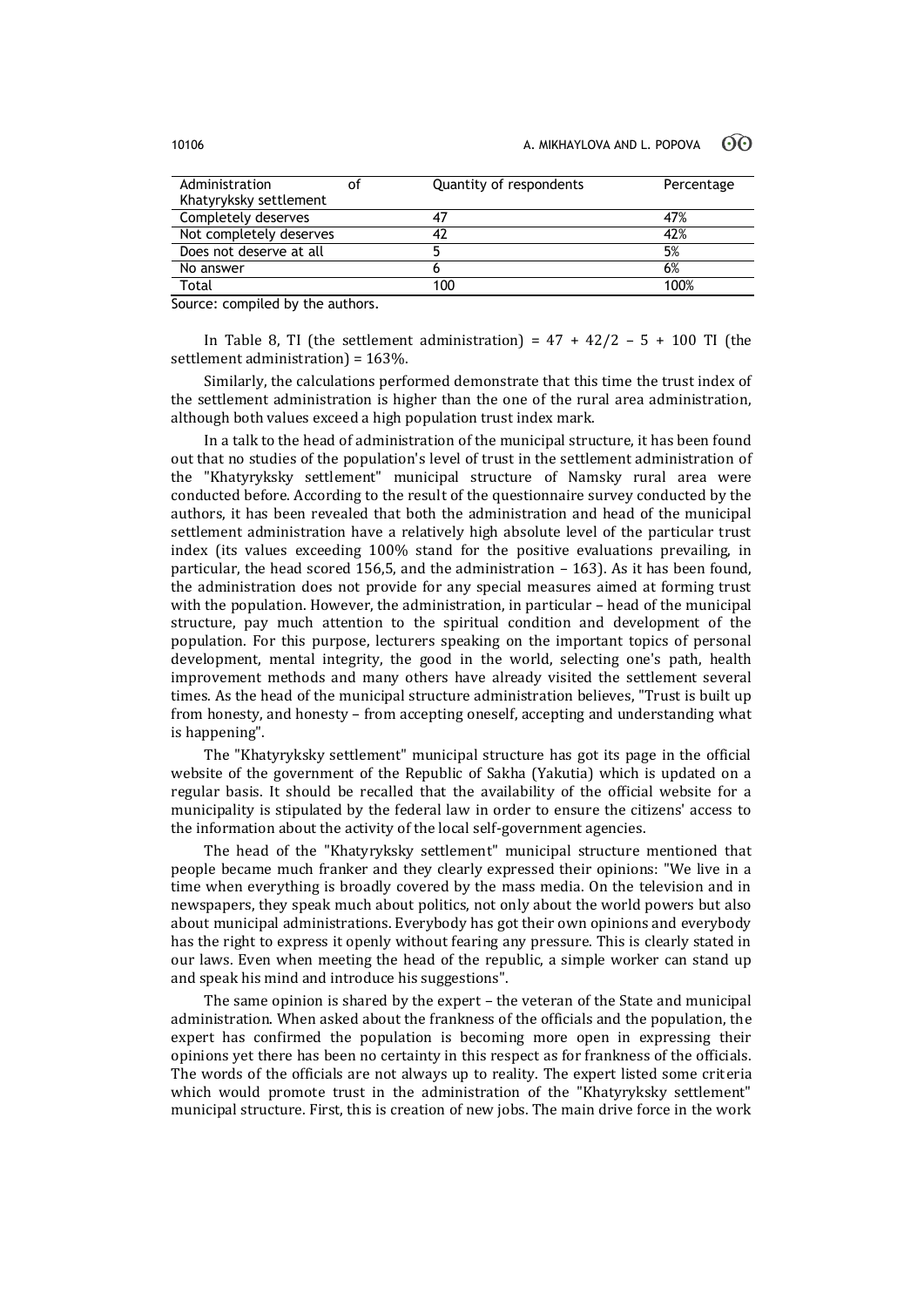| Administration of Khatyryksky settlement | Quantity of respondents | Percentage |
|---|---|---|
| Completely deserves | 47 | 47% |
| Not completely deserves | 42 | 42% |
| Does not deserve at all | 5 | 5% |
| No answer | 6 | 6% |
| Total | 100 | 100% |

Source: compiled by the authors.

In Table 8, TI (the settlement administration) = 47 + 42/2 – 5 + 100 TI (the settlement administration) = 163%.

Similarly, the calculations performed demonstrate that this time the trust index of the settlement administration is higher than the one of the rural area administration, although both values exceed a high population trust index mark.

In a talk to the head of administration of the municipal structure, it has been found out that no studies of the population's level of trust in the settlement administration of the "Khatyryksky settlement" municipal structure of Namsky rural area were conducted before. According to the result of the questionnaire survey conducted by the authors, it has been revealed that both the administration and head of the municipal settlement administration have a relatively high absolute level of the particular trust index (its values exceeding 100% stand for the positive evaluations prevailing, in particular, the head scored 156,5, and the administration – 163). As it has been found, the administration does not provide for any special measures aimed at forming trust with the population. However, the administration, in particular – head of the municipal structure, pay much attention to the spiritual condition and development of the population. For this purpose, lecturers speaking on the important topics of personal development, mental integrity, the good in the world, selecting one's path, health improvement methods and many others have already visited the settlement several times. As the head of the municipal structure administration believes, "Trust is built up from honesty, and honesty – from accepting oneself, accepting and understanding what is happening".

The "Khatyryksky settlement" municipal structure has got its page in the official website of the government of the Republic of Sakha (Yakutia) which is updated on a regular basis. It should be recalled that the availability of the official website for a municipality is stipulated by the federal law in order to ensure the citizens' access to the information about the activity of the local self-government agencies.

The head of the "Khatyryksky settlement" municipal structure mentioned that people became much franker and they clearly expressed their opinions: "We live in a time when everything is broadly covered by the mass media. On the television and in newspapers, they speak much about politics, not only about the world powers but also about municipal administrations. Everybody has got their own opinions and everybody has the right to express it openly without fearing any pressure. This is clearly stated in our laws. Even when meeting the head of the republic, a simple worker can stand up and speak his mind and introduce his suggestions".

The same opinion is shared by the expert – the veteran of the State and municipal administration. When asked about the frankness of the officials and the population, the expert has confirmed the population is becoming more open in expressing their opinions yet there has been no certainty in this respect as for frankness of the officials. The words of the officials are not always up to reality. The expert listed some criteria which would promote trust in the administration of the "Khatyryksky settlement" municipal structure. First, this is creation of new jobs. The main drive force in the work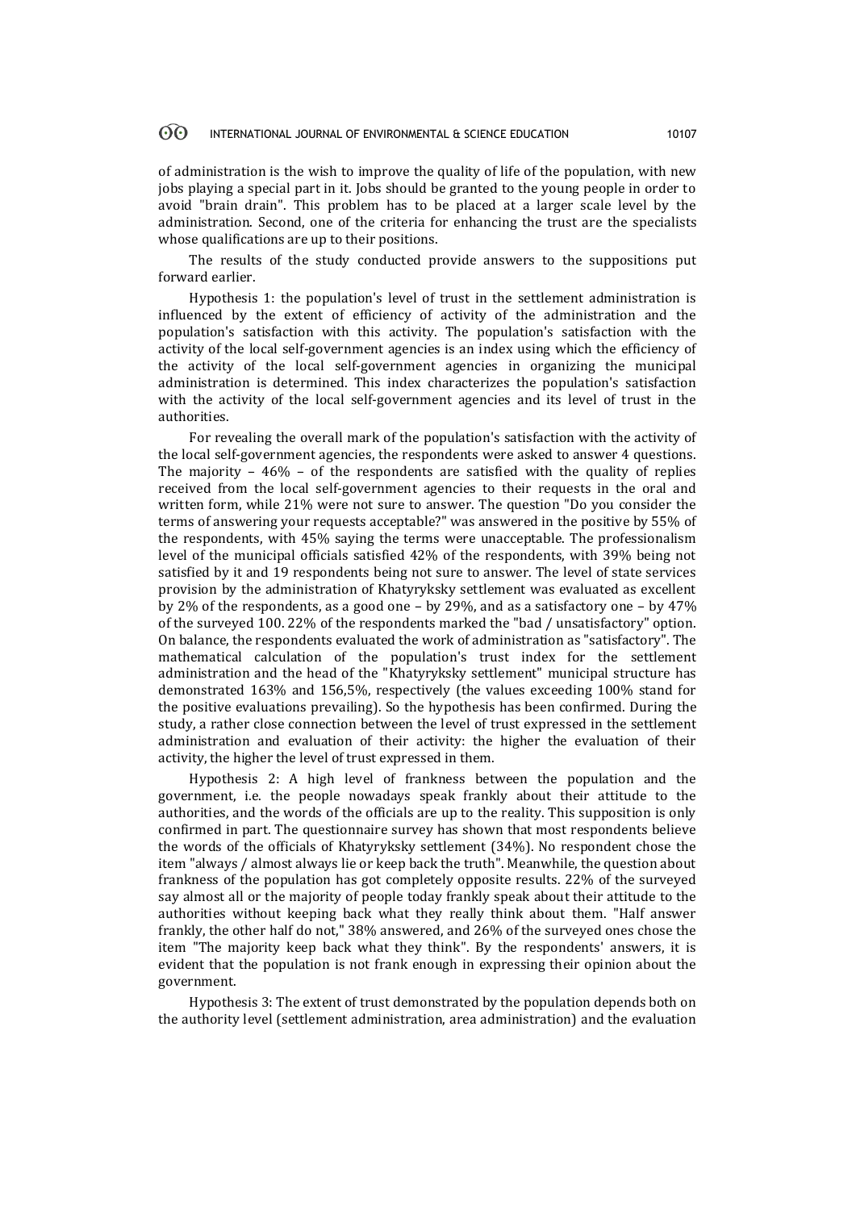of administration is the wish to improve the quality of life of the population, with new jobs playing a special part in it. Jobs should be granted to the young people in order to avoid "brain drain". This problem has to be placed at a larger scale level by the administration. Second, one of the criteria for enhancing the trust are the specialists whose qualifications are up to their positions.

The results of the study conducted provide answers to the suppositions put forward earlier.

Hypothesis 1: the population's level of trust in the settlement administration is influenced by the extent of efficiency of activity of the administration and the population's satisfaction with this activity. The population's satisfaction with the activity of the local self-government agencies is an index using which the efficiency of the activity of the local self-government agencies in organizing the municipal administration is determined. This index characterizes the population's satisfaction with the activity of the local self-government agencies and its level of trust in the authorities.

For revealing the overall mark of the population's satisfaction with the activity of the local self-government agencies, the respondents were asked to answer 4 questions. The majority – 46% – of the respondents are satisfied with the quality of replies received from the local self-government agencies to their requests in the oral and written form, while 21% were not sure to answer. The question "Do you consider the terms of answering your requests acceptable?" was answered in the positive by 55% of the respondents, with 45% saying the terms were unacceptable. The professionalism level of the municipal officials satisfied 42% of the respondents, with 39% being not satisfied by it and 19 respondents being not sure to answer. The level of state services provision by the administration of Khatyryksky settlement was evaluated as excellent by 2% of the respondents, as a good one – by 29%, and as a satisfactory one – by 47% of the surveyed 100. 22% of the respondents marked the "bad / unsatisfactory" option. On balance, the respondents evaluated the work of administration as "satisfactory". The mathematical calculation of the population's trust index for the settlement administration and the head of the "Khatyryksky settlement" municipal structure has demonstrated 163% and 156,5%, respectively (the values exceeding 100% stand for the positive evaluations prevailing). So the hypothesis has been confirmed. During the study, a rather close connection between the level of trust expressed in the settlement administration and evaluation of their activity: the higher the evaluation of their activity, the higher the level of trust expressed in them.

Hypothesis 2: A high level of frankness between the population and the government, i.e. the people nowadays speak frankly about their attitude to the authorities, and the words of the officials are up to the reality. This supposition is only confirmed in part. The questionnaire survey has shown that most respondents believe the words of the officials of Khatyryksky settlement (34%). No respondent chose the item "always / almost always lie or keep back the truth". Meanwhile, the question about frankness of the population has got completely opposite results. 22% of the surveyed say almost all or the majority of people today frankly speak about their attitude to the authorities without keeping back what they really think about them. "Half answer frankly, the other half do not," 38% answered, and 26% of the surveyed ones chose the item "The majority keep back what they think". By the respondents' answers, it is evident that the population is not frank enough in expressing their opinion about the government.

Hypothesis 3: The extent of trust demonstrated by the population depends both on the authority level (settlement administration, area administration) and the evaluation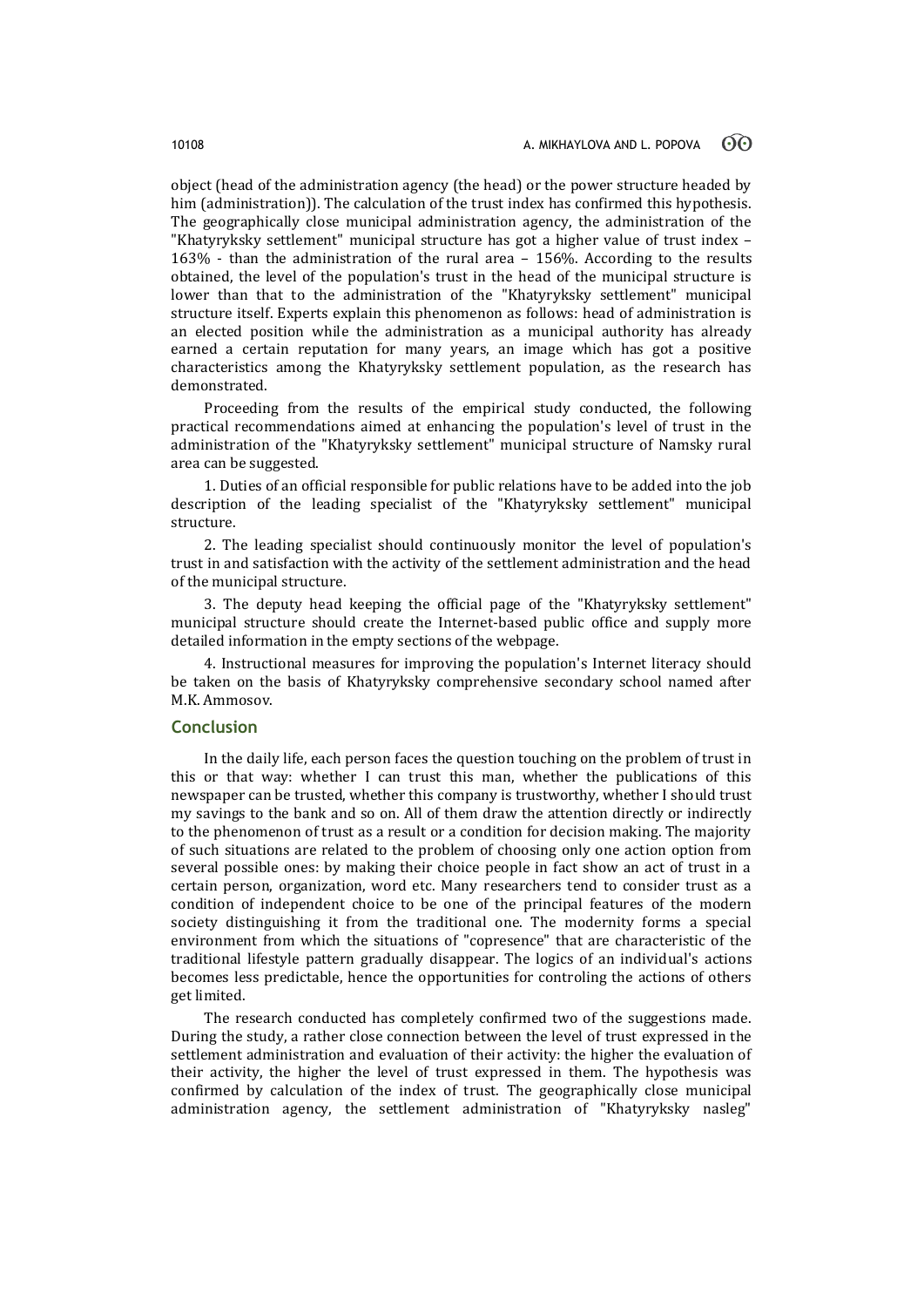object (head of the administration agency (the head) or the power structure headed by him (administration)). The calculation of the trust index has confirmed this hypothesis. The geographically close municipal administration agency, the administration of the "Khatyryksky settlement" municipal structure has got a higher value of trust index – 163% - than the administration of the rural area – 156%. According to the results obtained, the level of the population's trust in the head of the municipal structure is lower than that to the administration of the "Khatyryksky settlement" municipal structure itself. Experts explain this phenomenon as follows: head of administration is an elected position while the administration as a municipal authority has already earned a certain reputation for many years, an image which has got a positive characteristics among the Khatyryksky settlement population, as the research has demonstrated.

Proceeding from the results of the empirical study conducted, the following practical recommendations aimed at enhancing the population's level of trust in the administration of the "Khatyryksky settlement" municipal structure of Namsky rural area can be suggested.

1. Duties of an official responsible for public relations have to be added into the job description of the leading specialist of the "Khatyryksky settlement" municipal structure.

2. The leading specialist should continuously monitor the level of population's trust in and satisfaction with the activity of the settlement administration and the head of the municipal structure.

3. The deputy head keeping the official page of the "Khatyryksky settlement" municipal structure should create the Internet-based public office and supply more detailed information in the empty sections of the webpage.

4. Instructional measures for improving the population's Internet literacy should be taken on the basis of Khatyryksky comprehensive secondary school named after M.K. Ammosov.

## Conclusion

In the daily life, each person faces the question touching on the problem of trust in this or that way: whether I can trust this man, whether the publications of this newspaper can be trusted, whether this company is trustworthy, whether I should trust my savings to the bank and so on. All of them draw the attention directly or indirectly to the phenomenon of trust as a result or a condition for decision making. The majority of such situations are related to the problem of choosing only one action option from several possible ones: by making their choice people in fact show an act of trust in a certain person, organization, word etc. Many researchers tend to consider trust as a condition of independent choice to be one of the principal features of the modern society distinguishing it from the traditional one. The modernity forms a special environment from which the situations of "copresence" that are characteristic of the traditional lifestyle pattern gradually disappear. The logics of an individual's actions becomes less predictable, hence the opportunities for controling the actions of others get limited.

The research conducted has completely confirmed two of the suggestions made. During the study, a rather close connection between the level of trust expressed in the settlement administration and evaluation of their activity: the higher the evaluation of their activity, the higher the level of trust expressed in them. The hypothesis was confirmed by calculation of the index of trust. The geographically close municipal administration agency, the settlement administration of "Khatyryksky nasleg"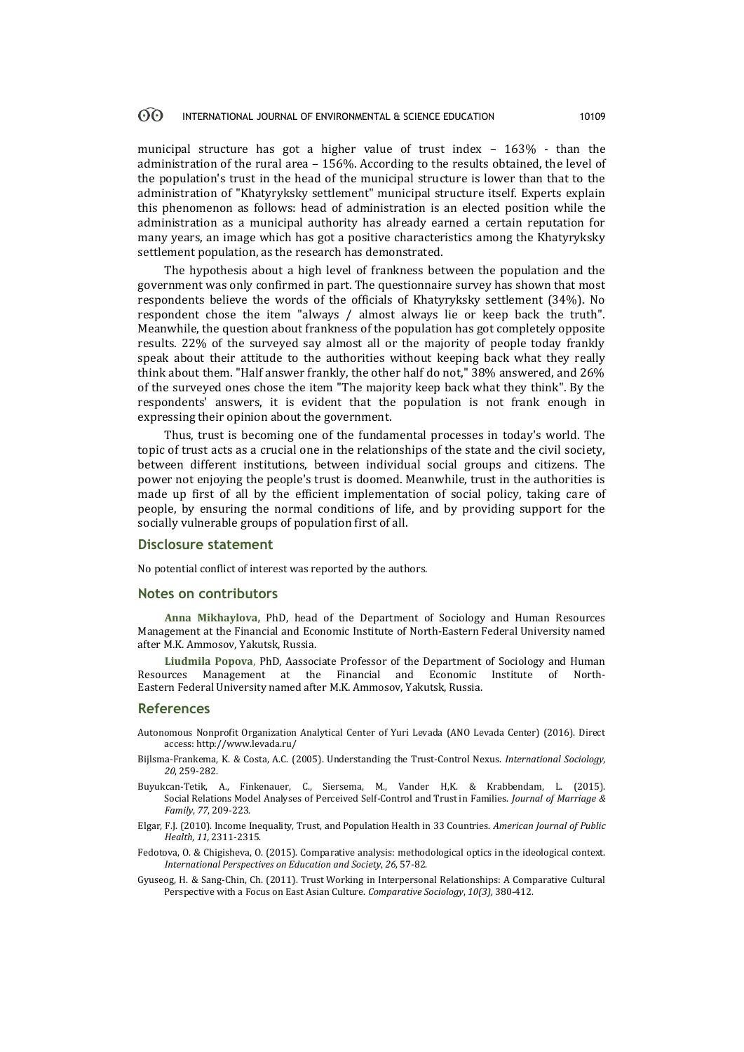municipal structure has got a higher value of trust index – 163% - than the administration of the rural area – 156%. According to the results obtained, the level of the population's trust in the head of the municipal structure is lower than that to the administration of "Khatyryksky settlement" municipal structure itself. Experts explain this phenomenon as follows: head of administration is an elected position while the administration as a municipal authority has already earned a certain reputation for many years, an image which has got a positive characteristics among the Khatyryksky settlement population, as the research has demonstrated.

The hypothesis about a high level of frankness between the population and the government was only confirmed in part. The questionnaire survey has shown that most respondents believe the words of the officials of Khatyryksky settlement (34%). No respondent chose the item "always / almost always lie or keep back the truth". Meanwhile, the question about frankness of the population has got completely opposite results. 22% of the surveyed say almost all or the majority of people today frankly speak about their attitude to the authorities without keeping back what they really think about them. "Half answer frankly, the other half do not," 38% answered, and 26% of the surveyed ones chose the item "The majority keep back what they think". By the respondents' answers, it is evident that the population is not frank enough in expressing their opinion about the government.

Thus, trust is becoming one of the fundamental processes in today's world. The topic of trust acts as a crucial one in the relationships of the state and the civil society, between different institutions, between individual social groups and citizens. The power not enjoying the people's trust is doomed. Meanwhile, trust in the authorities is made up first of all by the efficient implementation of social policy, taking care of people, by ensuring the normal conditions of life, and by providing support for the socially vulnerable groups of population first of all.

## Disclosure statement

No potential conflict of interest was reported by the authors.

## Notes on contributors

**Anna Mikhaylova,** PhD, head of the Department of Sociology and Human Resources Management at the Financial and Economic Institute of North-Eastern Federal University named after M.K. Ammosov, Yakutsk, Russia.

**Liudmila Popova**, PhD, Aassociate Professor of the Department of Sociology and Human Resources Management at the Financial and Economic Institute of North-Eastern Federal University named after M.K. Ammosov, Yakutsk, Russia.

## References

Autonomous Nonprofit Organization Analytical Center of Yuri Levada (ANO Levada Center) (2016). Direct access: http://www.levada.ru/

Bijlsma-Frankema, K. & Costa, A.C. (2005). Understanding the Trust-Control Nexus. *International Sociology, 20*, 259-282.

Buyukcan-Tetik, A., Finkenauer, C., Siersema, M., Vander H,K. & Krabbendam, L. (2015). Social Relations Model Analyses of Perceived Self-Control and Trust in Families. *Journal of Marriage & Family*, *77*, 209-223.

Elgar, F.J. (2010). Income Inequality, Trust, and Population Health in 33 Countries. *American Journal of Public Health*, *11,* 2311-2315.

Fedotova, O. & Chigisheva, O. (2015). Comparative analysis: methodological optics in the ideological context. *International Perspectives on Education and Society*, *26*, 57-82.

Gyuseog, H. & Sang-Chin, Ch. (2011). Trust Working in Interpersonal Relationships: A Comparative Cultural Perspective with a Focus on East Asian Culture. *Comparative Sociology*, *10(3),* 380-412.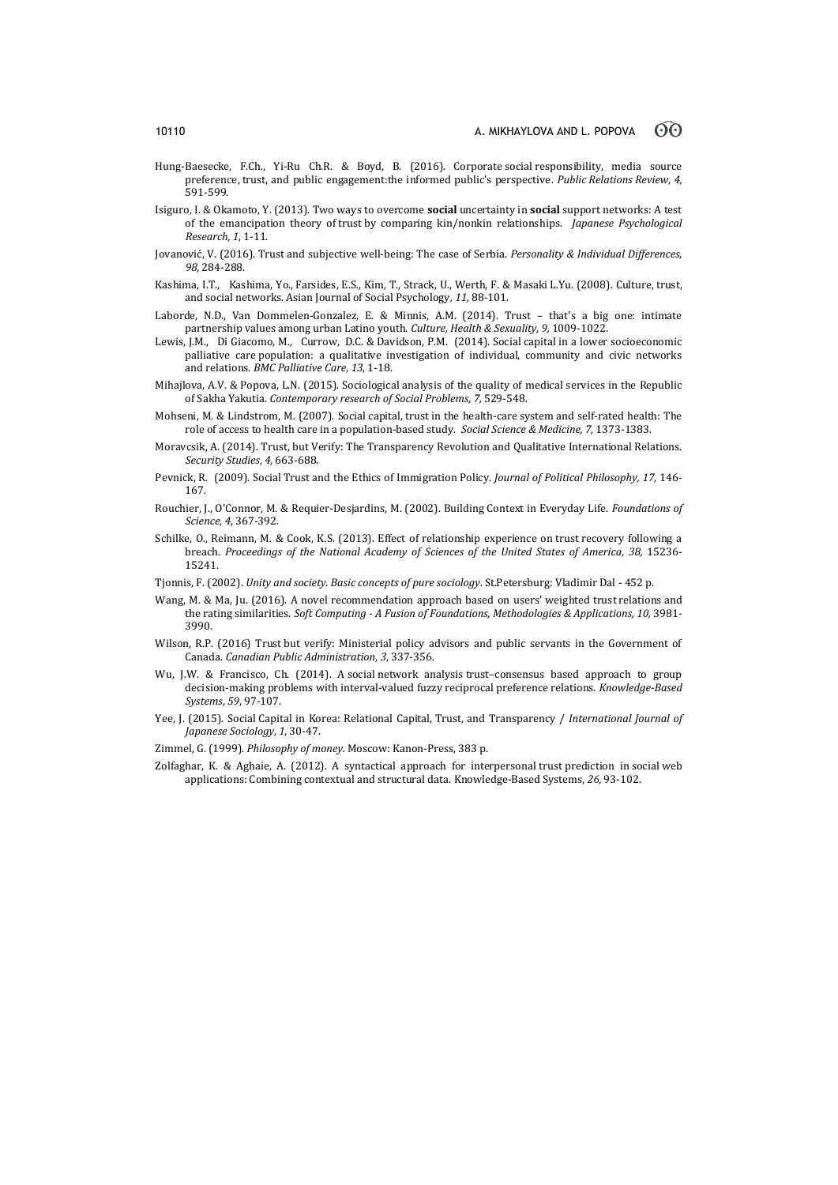Hung-Baesecke, F.Ch., Yi-Ru Ch.R. & Boyd, B. (2016). Corporate social responsibility, media source preference, trust, and public engagement:the informed public's perspective. *Public Relations Review*, *4*, 591-599.

Isiguro, I. & Okamoto, Y. (2013). Two ways to overcome **social** uncertainty in **social** support networks: A test of the emancipation theory of trust by comparing kin/nonkin relationships. *Japanese Psychological Research*, *1*, 1-11.

Jovanović, V. (2016). Trust and subjective well-being: The case of Serbia. *Personality & Individual Differences*, *98*, 284-288.

Kashima, I.T., Kashima, Yo., Farsides, E.S., Kim, T., Strack, U., Werth, F. & Masaki L.Yu. (2008). Culture, trust, and social networks. Asian Journal of Social Psychology, *11*, 88-101.

Laborde, N.D., Van Dommelen-Gonzalez, E. & Minnis, A.M. (2014). Trust – that's a big one: intimate partnership values among urban Latino youth. *Culture, Health & Sexuality*, *9*, 1009-1022.

Lewis, J.M., Di Giacomo, M., Currow, D.C. & Davidson, P.M. (2014). Social capital in a lower socioeconomic palliative care population: a qualitative investigation of individual, community and civic networks and relations. *BMC Palliative Care*, *13*, 1-18.

Mihajlova, A.V. & Popova, L.N. (2015). Sociological analysis of the quality of medical services in the Republic of Sakha Yakutia. *Contemporary research of Social Problems, 7,* 529-548.

Mohseni, M. & Lindstrom, M. (2007). Social capital, trust in the health-care system and self-rated health: The role of access to health care in a population-based study. *Social Science & Medicine, 7,* 1373-1383.

Moravcsik, A. (2014). Trust, but Verify: The Transparency Revolution and Qualitative International Relations. *Security Studies*, *4*, 663-688.

Pevnick, R. (2009). Social Trust and the Ethics of Immigration Policy. *Journal of Political Philosophy, 17*, 146-167.

Rouchier, J., O'Connor, M. & Requier-Desjardins, M. (2002). Building Context in Everyday Life. *Foundations of Science*, *4*, 367-392.

Schilke, O., Reimann, M. & Cook, K.S. (2013). Effect of relationship experience on trust recovery following a breach. *Proceedings of the National Academy of Sciences of the United States of America*, *38*, 15236-15241.

Tjonnis, F. (2002). *Unity and society. Basic concepts of pure sociology*. St.Petersburg: Vladimir Dal - 452 p.

Wang, M. & Ma, Ju. (2016). A novel recommendation approach based on users' weighted trust relations and the rating similarities. *Soft Computing - A Fusion of Foundations, Methodologies & Applications, 10,* 3981-3990.

Wilson, R.P. (2016) Trust but verify: Ministerial policy advisors and public servants in the Government of Canada. *Canadian Public Administration*, *3*, 337-356.

Wu, J.W. & Francisco, Ch. (2014). A social network analysis trust–consensus based approach to group decision-making problems with interval-valued fuzzy reciprocal preference relations. *Knowledge-Based Systems*, *59*, 97-107.

Yee, J. (2015). Social Capital in Korea: Relational Capital, Trust, and Transparency / *International Journal of Japanese Sociology*, *1,* 30-47.

Zimmel, G. (1999). *Philosophy of money*. Moscow: Kanon-Press, 383 p.

Zolfaghar, K. & Aghaie, A. (2012). A syntactical approach for interpersonal trust prediction in social web applications: Combining contextual and structural data. Knowledge-Based Systems, *26*, 93-102.